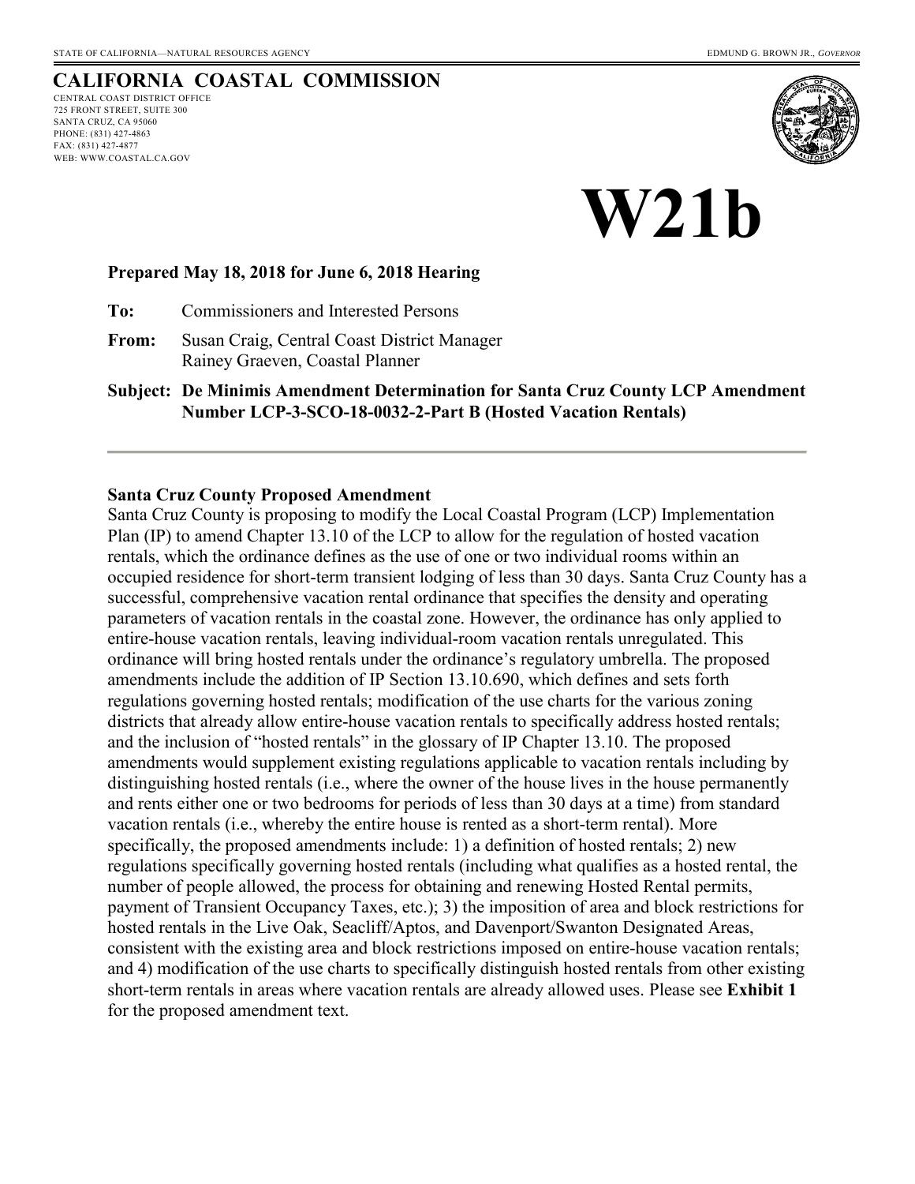STATE OF CALIFORNIA—NATURAL RESOURCES AGENCY EDMUND G. BROWN JR., *GOVERNOR*

# CALIFORNIA COASTAL COMMISSION

CENTRAL COAST DISTRICT OFFICE
725 FRONT STREET, SUITE 300
SANTA CRUZ, CA 95060
PHONE: (831) 427-4863
FAX: (831) 427-4877
WEB: WWW.COASTAL.CA.GOV

# W21b

**Prepared May 18, 2018 for June 6, 2018 Hearing**

**To:** Commissioners and Interested Persons

**From:** Susan Craig, Central Coast District Manager
Rainey Graeven, Coastal Planner

**Subject: De Minimis Amendment Determination for Santa Cruz County LCP Amendment Number LCP-3-SCO-18-0032-2-Part B (Hosted Vacation Rentals)**

---

**Santa Cruz County Proposed Amendment**

Santa Cruz County is proposing to modify the Local Coastal Program (LCP) Implementation Plan (IP) to amend Chapter 13.10 of the LCP to allow for the regulation of hosted vacation rentals, which the ordinance defines as the use of one or two individual rooms within an occupied residence for short-term transient lodging of less than 30 days. Santa Cruz County has a successful, comprehensive vacation rental ordinance that specifies the density and operating parameters of vacation rentals in the coastal zone. However, the ordinance has only applied to entire-house vacation rentals, leaving individual-room vacation rentals unregulated. This ordinance will bring hosted rentals under the ordinance's regulatory umbrella. The proposed amendments include the addition of IP Section 13.10.690, which defines and sets forth regulations governing hosted rentals; modification of the use charts for the various zoning districts that already allow entire-house vacation rentals to specifically address hosted rentals; and the inclusion of "hosted rentals" in the glossary of IP Chapter 13.10. The proposed amendments would supplement existing regulations applicable to vacation rentals including by distinguishing hosted rentals (i.e., where the owner of the house lives in the house permanently and rents either one or two bedrooms for periods of less than 30 days at a time) from standard vacation rentals (i.e., whereby the entire house is rented as a short-term rental). More specifically, the proposed amendments include: 1) a definition of hosted rentals; 2) new regulations specifically governing hosted rentals (including what qualifies as a hosted rental, the number of people allowed, the process for obtaining and renewing Hosted Rental permits, payment of Transient Occupancy Taxes, etc.); 3) the imposition of area and block restrictions for hosted rentals in the Live Oak, Seacliff/Aptos, and Davenport/Swanton Designated Areas, consistent with the existing area and block restrictions imposed on entire-house vacation rentals; and 4) modification of the use charts to specifically distinguish hosted rentals from other existing short-term rentals in areas where vacation rentals are already allowed uses. Please see **Exhibit 1** for the proposed amendment text.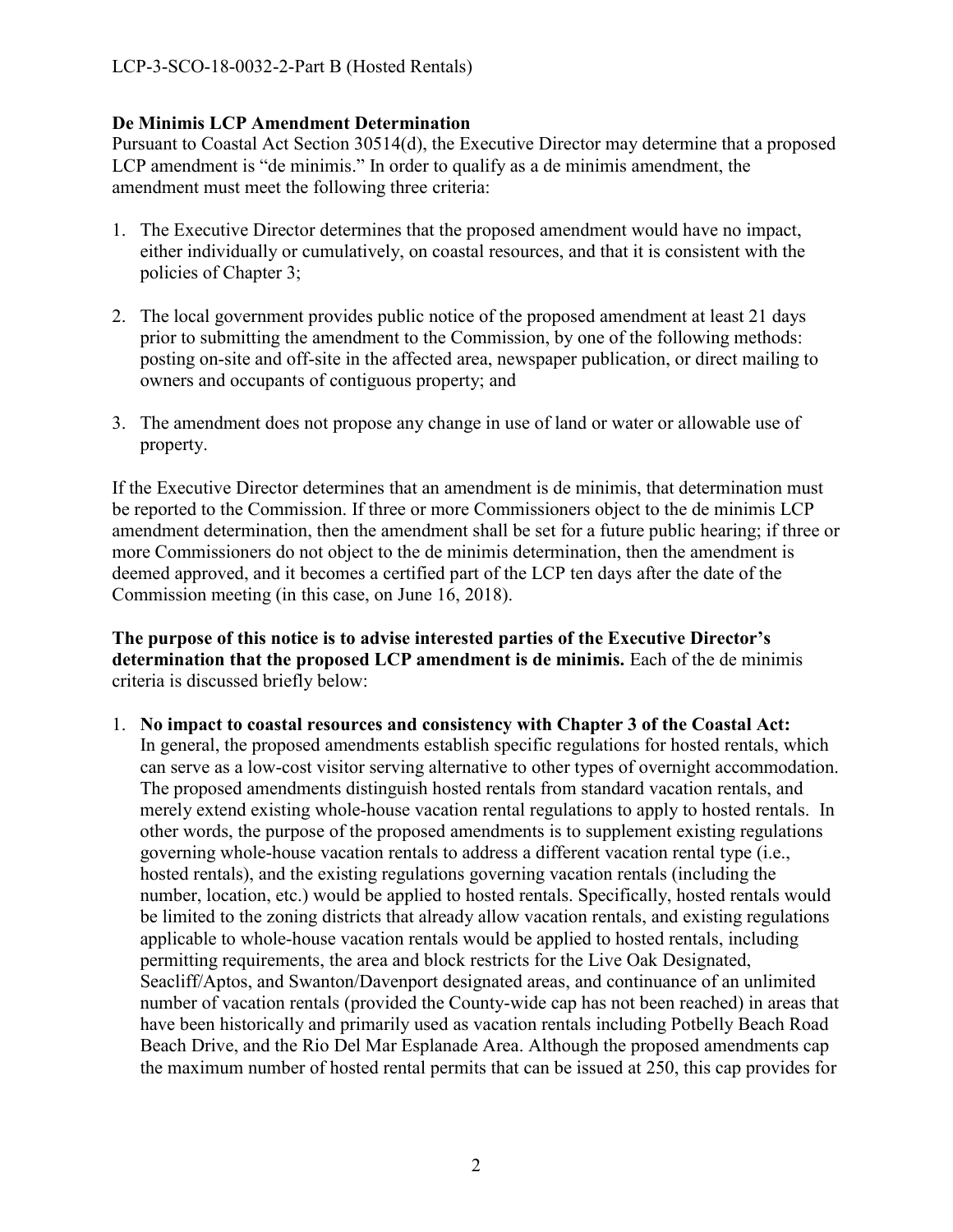**De Minimis LCP Amendment Determination**

Pursuant to Coastal Act Section 30514(d), the Executive Director may determine that a proposed LCP amendment is "de minimis." In order to qualify as a de minimis amendment, the amendment must meet the following three criteria:

1. The Executive Director determines that the proposed amendment would have no impact, either individually or cumulatively, on coastal resources, and that it is consistent with the policies of Chapter 3;

2. The local government provides public notice of the proposed amendment at least 21 days prior to submitting the amendment to the Commission, by one of the following methods: posting on-site and off-site in the affected area, newspaper publication, or direct mailing to owners and occupants of contiguous property; and

3. The amendment does not propose any change in use of land or water or allowable use of property.

If the Executive Director determines that an amendment is de minimis, that determination must be reported to the Commission. If three or more Commissioners object to the de minimis LCP amendment determination, then the amendment shall be set for a future public hearing; if three or more Commissioners do not object to the de minimis determination, then the amendment is deemed approved, and it becomes a certified part of the LCP ten days after the date of the Commission meeting (in this case, on June 16, 2018).

**The purpose of this notice is to advise interested parties of the Executive Director's determination that the proposed LCP amendment is de minimis.** Each of the de minimis criteria is discussed briefly below:

1. **No impact to coastal resources and consistency with Chapter 3 of the Coastal Act:** In general, the proposed amendments establish specific regulations for hosted rentals, which can serve as a low-cost visitor serving alternative to other types of overnight accommodation. The proposed amendments distinguish hosted rentals from standard vacation rentals, and merely extend existing whole-house vacation rental regulations to apply to hosted rentals. In other words, the purpose of the proposed amendments is to supplement existing regulations governing whole-house vacation rentals to address a different vacation rental type (i.e., hosted rentals), and the existing regulations governing vacation rentals (including the number, location, etc.) would be applied to hosted rentals. Specifically, hosted rentals would be limited to the zoning districts that already allow vacation rentals, and existing regulations applicable to whole-house vacation rentals would be applied to hosted rentals, including permitting requirements, the area and block restricts for the Live Oak Designated, Seacliff/Aptos, and Swanton/Davenport designated areas, and continuance of an unlimited number of vacation rentals (provided the County-wide cap has not been reached) in areas that have been historically and primarily used as vacation rentals including Potbelly Beach Road Beach Drive, and the Rio Del Mar Esplanade Area. Although the proposed amendments cap the maximum number of hosted rental permits that can be issued at 250, this cap provides for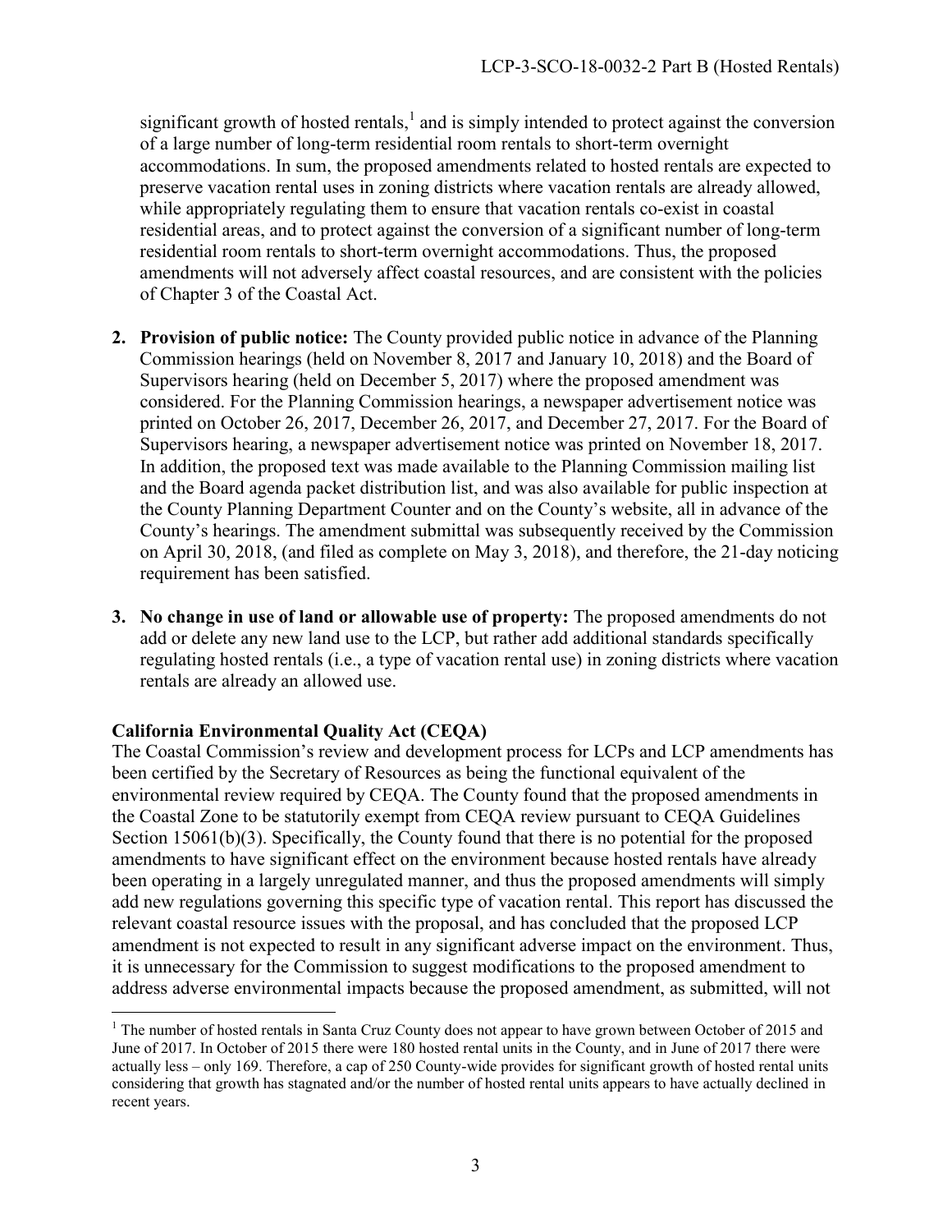significant growth of hosted rentals,[1] and is simply intended to protect against the conversion of a large number of long-term residential room rentals to short-term overnight accommodations. In sum, the proposed amendments related to hosted rentals are expected to preserve vacation rental uses in zoning districts where vacation rentals are already allowed, while appropriately regulating them to ensure that vacation rentals co-exist in coastal residential areas, and to protect against the conversion of a significant number of long-term residential room rentals to short-term overnight accommodations. Thus, the proposed amendments will not adversely affect coastal resources, and are consistent with the policies of Chapter 3 of the Coastal Act.

2. **Provision of public notice:** The County provided public notice in advance of the Planning Commission hearings (held on November 8, 2017 and January 10, 2018) and the Board of Supervisors hearing (held on December 5, 2017) where the proposed amendment was considered. For the Planning Commission hearings, a newspaper advertisement notice was printed on October 26, 2017, December 26, 2017, and December 27, 2017. For the Board of Supervisors hearing, a newspaper advertisement notice was printed on November 18, 2017. In addition, the proposed text was made available to the Planning Commission mailing list and the Board agenda packet distribution list, and was also available for public inspection at the County Planning Department Counter and on the County's website, all in advance of the County's hearings. The amendment submittal was subsequently received by the Commission on April 30, 2018, (and filed as complete on May 3, 2018), and therefore, the 21-day noticing requirement has been satisfied.

3. **No change in use of land or allowable use of property:** The proposed amendments do not add or delete any new land use to the LCP, but rather add additional standards specifically regulating hosted rentals (i.e., a type of vacation rental use) in zoning districts where vacation rentals are already an allowed use.

**California Environmental Quality Act (CEQA)**

The Coastal Commission's review and development process for LCPs and LCP amendments has been certified by the Secretary of Resources as being the functional equivalent of the environmental review required by CEQA. The County found that the proposed amendments in the Coastal Zone to be statutorily exempt from CEQA review pursuant to CEQA Guidelines Section 15061(b)(3). Specifically, the County found that there is no potential for the proposed amendments to have significant effect on the environment because hosted rentals have already been operating in a largely unregulated manner, and thus the proposed amendments will simply add new regulations governing this specific type of vacation rental. This report has discussed the relevant coastal resource issues with the proposal, and has concluded that the proposed LCP amendment is not expected to result in any significant adverse impact on the environment. Thus, it is unnecessary for the Commission to suggest modifications to the proposed amendment to address adverse environmental impacts because the proposed amendment, as submitted, will not

---

[1] The number of hosted rentals in Santa Cruz County does not appear to have grown between October of 2015 and June of 2017. In October of 2015 there were 180 hosted rental units in the County, and in June of 2017 there were actually less – only 169. Therefore, a cap of 250 County-wide provides for significant growth of hosted rental units considering that growth has stagnated and/or the number of hosted rental units appears to have actually declined in recent years.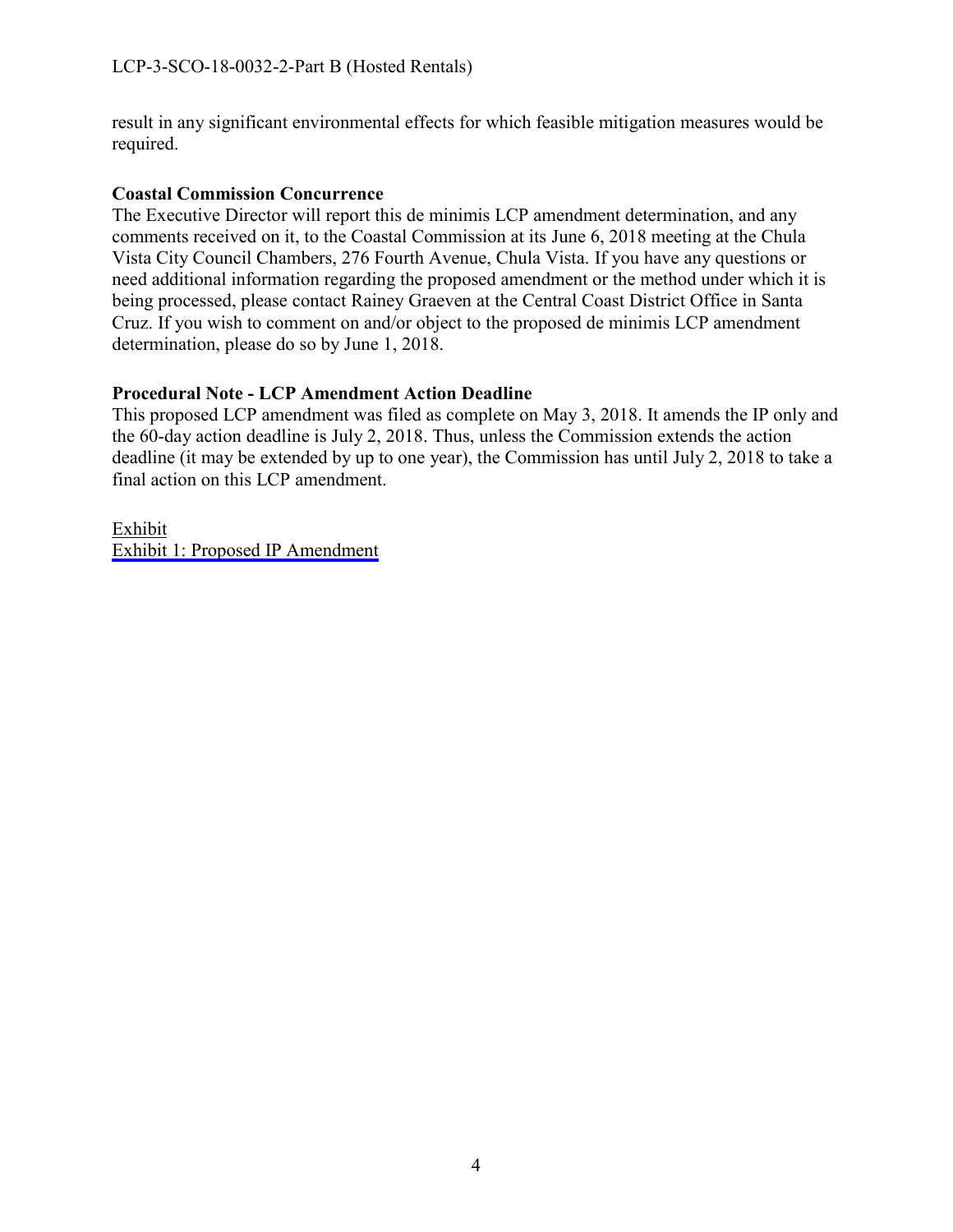result in any significant environmental effects for which feasible mitigation measures would be required.

**Coastal Commission Concurrence**

The Executive Director will report this de minimis LCP amendment determination, and any comments received on it, to the Coastal Commission at its June 6, 2018 meeting at the Chula Vista City Council Chambers, 276 Fourth Avenue, Chula Vista. If you have any questions or need additional information regarding the proposed amendment or the method under which it is being processed, please contact Rainey Graeven at the Central Coast District Office in Santa Cruz. If you wish to comment on and/or object to the proposed de minimis LCP amendment determination, please do so by June 1, 2018.

**Procedural Note - LCP Amendment Action Deadline**

This proposed LCP amendment was filed as complete on May 3, 2018. It amends the IP only and the 60-day action deadline is July 2, 2018. Thus, unless the Commission extends the action deadline (it may be extended by up to one year), the Commission has until July 2, 2018 to take a final action on this LCP amendment.

Exhibit

Exhibit 1: Proposed IP Amendment